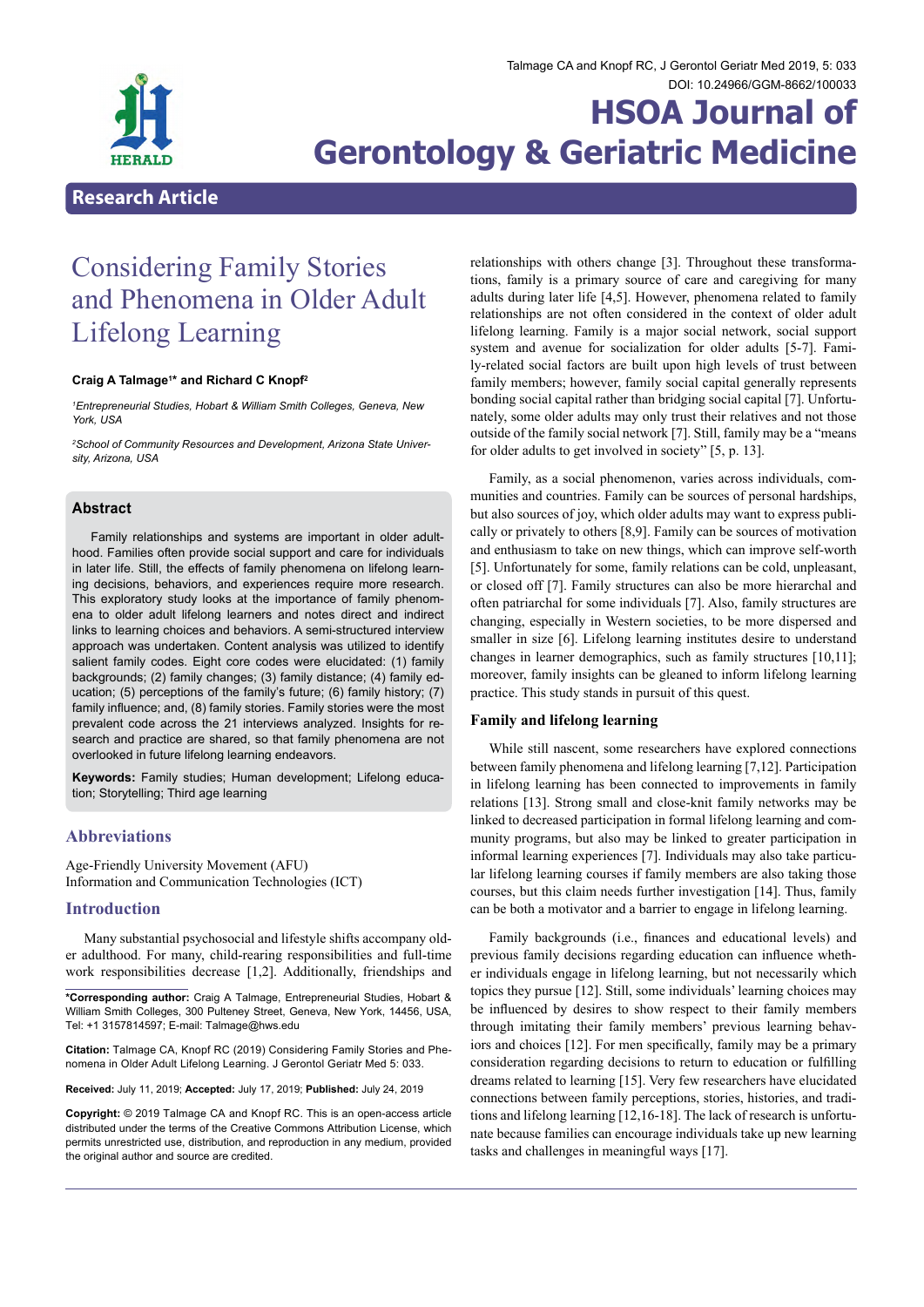Research Article

# Considering Family Stories and Phenomena in Older Adult Lifelong Learning

**Craig A Talmage[1]* and Richard C Knopf[2]**

[1]*Entrepreneurial Studies, Hobart & William Smith Colleges, Geneva, New York, USA*

[2]*School of Community Resources and Development, Arizona State University, Arizona, USA*

## Abstract

Family relationships and systems are important in older adulthood. Families often provide social support and care for individuals in later life. Still, the effects of family phenomena on lifelong learning decisions, behaviors, and experiences require more research. This exploratory study looks at the importance of family phenomena to older adult lifelong learners and notes direct and indirect links to learning choices and behaviors. A semi-structured interview approach was undertaken. Content analysis was utilized to identify salient family codes. Eight core codes were elucidated: (1) family backgrounds; (2) family changes; (3) family distance; (4) family education; (5) perceptions of the family's future; (6) family history; (7) family influence; and, (8) family stories. Family stories were the most prevalent code across the 21 interviews analyzed. Insights for research and practice are shared, so that family phenomena are not overlooked in future lifelong learning endeavors.

**Keywords:** Family studies; Human development; Lifelong education; Storytelling; Third age learning

## Abbreviations

Age-Friendly University Movement (AFU)
Information and Communication Technologies (ICT)

## Introduction

Many substantial psychosocial and lifestyle shifts accompany older adulthood. For many, child-rearing responsibilities and full-time work responsibilities decrease [1,2]. Additionally, friendships and relationships with others change [3]. Throughout these transformations, family is a primary source of care and caregiving for many adults during later life [4,5]. However, phenomena related to family relationships are not often considered in the context of older adult lifelong learning. Family is a major social network, social support system and avenue for socialization for older adults [5-7]. Family-related social factors are built upon high levels of trust between family members; however, family social capital generally represents bonding social capital rather than bridging social capital [7]. Unfortunately, some older adults may only trust their relatives and not those outside of the family social network [7]. Still, family may be a "means for older adults to get involved in society" [5, p. 13].

Family, as a social phenomenon, varies across individuals, communities and countries. Family can be sources of personal hardships, but also sources of joy, which older adults may want to express publically or privately to others [8,9]. Family can be sources of motivation and enthusiasm to take on new things, which can improve self-worth [5]. Unfortunately for some, family relations can be cold, unpleasant, or closed off [7]. Family structures can also be more hierarchal and often patriarchal for some individuals [7]. Also, family structures are changing, especially in Western societies, to be more dispersed and smaller in size [6]. Lifelong learning institutes desire to understand changes in learner demographics, such as family structures [10,11]; moreover, family insights can be gleaned to inform lifelong learning practice. This study stands in pursuit of this quest.

### Family and lifelong learning

While still nascent, some researchers have explored connections between family phenomena and lifelong learning [7,12]. Participation in lifelong learning has been connected to improvements in family relations [13]. Strong small and close-knit family networks may be linked to decreased participation in formal lifelong learning and community programs, but also may be linked to greater participation in informal learning experiences [7]. Individuals may also take particular lifelong learning courses if family members are also taking those courses, but this claim needs further investigation [14]. Thus, family can be both a motivator and a barrier to engage in lifelong learning.

Family backgrounds (i.e., finances and educational levels) and previous family decisions regarding education can influence whether individuals engage in lifelong learning, but not necessarily which topics they pursue [12]. Still, some individuals' learning choices may be influenced by desires to show respect to their family members through imitating their family members' previous learning behaviors and choices [12]. For men specifically, family may be a primary consideration regarding decisions to return to education or fulfilling dreams related to learning [15]. Very few researchers have elucidated connections between family perceptions, stories, histories, and traditions and lifelong learning [12,16-18]. The lack of research is unfortunate because families can encourage individuals take up new learning tasks and challenges in meaningful ways [17].

---

***Corresponding author:** Craig A Talmage, Entrepreneurial Studies, Hobart & William Smith Colleges, 300 Pulteney Street, Geneva, New York, 14456, USA, Tel: +1 3157814597; E-mail: Talmage@hws.edu

**Citation:** Talmage CA, Knopf RC (2019) Considering Family Stories and Phenomena in Older Adult Lifelong Learning. J Gerontol Geriatr Med 5: 033.

**Received:** July 11, 2019; **Accepted:** July 17, 2019; **Published:** July 24, 2019

**Copyright:** © 2019 Talmage CA and Knopf RC. This is an open-access article distributed under the terms of the Creative Commons Attribution License, which permits unrestricted use, distribution, and reproduction in any medium, provided the original author and source are credited.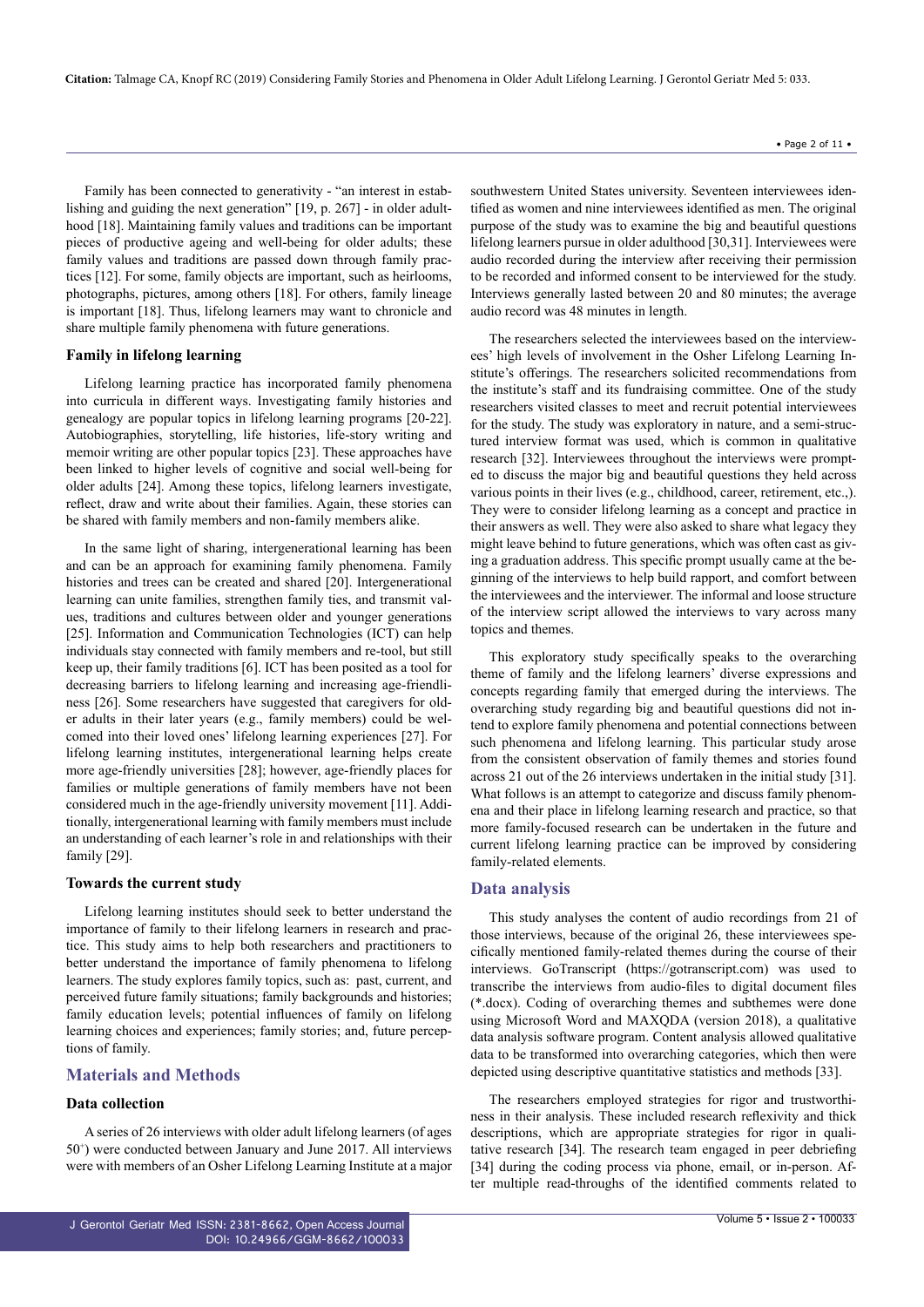Family has been connected to generativity - "an interest in establishing and guiding the next generation" [19, p. 267] - in older adulthood [18]. Maintaining family values and traditions can be important pieces of productive ageing and well-being for older adults; these family values and traditions are passed down through family practices [12]. For some, family objects are important, such as heirlooms, photographs, pictures, among others [18]. For others, family lineage is important [18]. Thus, lifelong learners may want to chronicle and share multiple family phenomena with future generations.

### Family in lifelong learning

Lifelong learning practice has incorporated family phenomena into curricula in different ways. Investigating family histories and genealogy are popular topics in lifelong learning programs [20-22]. Autobiographies, storytelling, life histories, life-story writing and memoir writing are other popular topics [23]. These approaches have been linked to higher levels of cognitive and social well-being for older adults [24]. Among these topics, lifelong learners investigate, reflect, draw and write about their families. Again, these stories can be shared with family members and non-family members alike.

In the same light of sharing, intergenerational learning has been and can be an approach for examining family phenomena. Family histories and trees can be created and shared [20]. Intergenerational learning can unite families, strengthen family ties, and transmit values, traditions and cultures between older and younger generations [25]. Information and Communication Technologies (ICT) can help individuals stay connected with family members and re-tool, but still keep up, their family traditions [6]. ICT has been posited as a tool for decreasing barriers to lifelong learning and increasing age-friendliness [26]. Some researchers have suggested that caregivers for older adults in their later years (e.g., family members) could be welcomed into their loved ones' lifelong learning experiences [27]. For lifelong learning institutes, intergenerational learning helps create more age-friendly universities [28]; however, age-friendly places for families or multiple generations of family members have not been considered much in the age-friendly university movement [11]. Additionally, intergenerational learning with family members must include an understanding of each learner's role in and relationships with their family [29].

### Towards the current study

Lifelong learning institutes should seek to better understand the importance of family to their lifelong learners in research and practice. This study aims to help both researchers and practitioners to better understand the importance of family phenomena to lifelong learners. The study explores family topics, such as: past, current, and perceived future family situations; family backgrounds and histories; family education levels; potential influences of family on lifelong learning choices and experiences; family stories; and, future perceptions of family.

## Materials and Methods

### Data collection

A series of 26 interviews with older adult lifelong learners (of ages 50+) were conducted between January and June 2017. All interviews were with members of an Osher Lifelong Learning Institute at a major southwestern United States university. Seventeen interviewees identified as women and nine interviewees identified as men. The original purpose of the study was to examine the big and beautiful questions lifelong learners pursue in older adulthood [30,31]. Interviewees were audio recorded during the interview after receiving their permission to be recorded and informed consent to be interviewed for the study. Interviews generally lasted between 20 and 80 minutes; the average audio record was 48 minutes in length.

The researchers selected the interviewees based on the interviewees' high levels of involvement in the Osher Lifelong Learning Institute's offerings. The researchers solicited recommendations from the institute's staff and its fundraising committee. One of the study researchers visited classes to meet and recruit potential interviewees for the study. The study was exploratory in nature, and a semi-structured interview format was used, which is common in qualitative research [32]. Interviewees throughout the interviews were prompted to discuss the major big and beautiful questions they held across various points in their lives (e.g., childhood, career, retirement, etc.,). They were to consider lifelong learning as a concept and practice in their answers as well. They were also asked to share what legacy they might leave behind to future generations, which was often cast as giving a graduation address. This specific prompt usually came at the beginning of the interviews to help build rapport, and comfort between the interviewees and the interviewer. The informal and loose structure of the interview script allowed the interviews to vary across many topics and themes.

This exploratory study specifically speaks to the overarching theme of family and the lifelong learners' diverse expressions and concepts regarding family that emerged during the interviews. The overarching study regarding big and beautiful questions did not intend to explore family phenomena and potential connections between such phenomena and lifelong learning. This particular study arose from the consistent observation of family themes and stories found across 21 out of the 26 interviews undertaken in the initial study [31]. What follows is an attempt to categorize and discuss family phenomena and their place in lifelong learning research and practice, so that more family-focused research can be undertaken in the future and current lifelong learning practice can be improved by considering family-related elements.

## Data analysis

This study analyses the content of audio recordings from 21 of those interviews, because of the original 26, these interviewees specifically mentioned family-related themes during the course of their interviews. GoTranscript (https://gotranscript.com) was used to transcribe the interviews from audio-files to digital document files (*.docx). Coding of overarching themes and subthemes were done using Microsoft Word and MAXQDA (version 2018), a qualitative data analysis software program. Content analysis allowed qualitative data to be transformed into overarching categories, which then were depicted using descriptive quantitative statistics and methods [33].

The researchers employed strategies for rigor and trustworthiness in their analysis. These included research reflexivity and thick descriptions, which are appropriate strategies for rigor in qualitative research [34]. The research team engaged in peer debriefing [34] during the coding process via phone, email, or in-person. After multiple read-throughs of the identified comments related to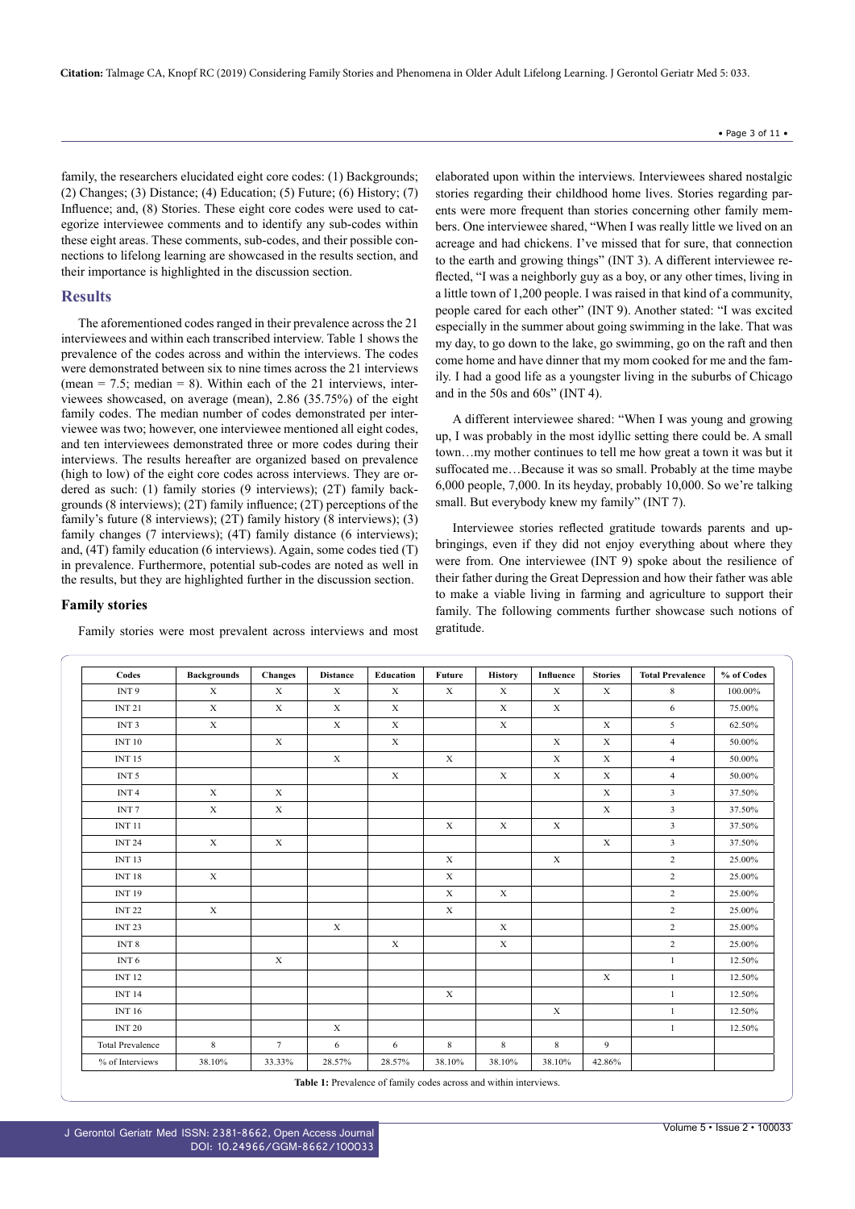family, the researchers elucidated eight core codes: (1) Backgrounds; (2) Changes; (3) Distance; (4) Education; (5) Future; (6) History; (7) Influence; and, (8) Stories. These eight core codes were used to categorize interviewee comments and to identify any sub-codes within these eight areas. These comments, sub-codes, and their possible connections to lifelong learning are showcased in the results section, and their importance is highlighted in the discussion section.

## Results

The aforementioned codes ranged in their prevalence across the 21 interviewees and within each transcribed interview. Table 1 shows the prevalence of the codes across and within the interviews. The codes were demonstrated between six to nine times across the 21 interviews (mean = 7.5; median = 8). Within each of the 21 interviews, interviewees showcased, on average (mean), 2.86 (35.75%) of the eight family codes. The median number of codes demonstrated per interviewee was two; however, one interviewee mentioned all eight codes, and ten interviewees demonstrated three or more codes during their interviews. The results hereafter are organized based on prevalence (high to low) of the eight core codes across interviews. They are ordered as such: (1) family stories (9 interviews); (2T) family backgrounds (8 interviews); (2T) family influence; (2T) perceptions of the family's future (8 interviews); (2T) family history (8 interviews); (3) family changes (7 interviews); (4T) family distance (6 interviews); and, (4T) family education (6 interviews). Again, some codes tied (T) in prevalence. Furthermore, potential sub-codes are noted as well in the results, but they are highlighted further in the discussion section.

### Family stories

Family stories were most prevalent across interviews and most elaborated upon within the interviews. Interviewees shared nostalgic stories regarding their childhood home lives. Stories regarding parents were more frequent than stories concerning other family members. One interviewee shared, "When I was really little we lived on an acreage and had chickens. I've missed that for sure, that connection to the earth and growing things" (INT 3). A different interviewee reflected, "I was a neighborly guy as a boy, or any other times, living in a little town of 1,200 people. I was raised in that kind of a community, people cared for each other" (INT 9). Another stated: "I was excited especially in the summer about going swimming in the lake. That was my day, to go down to the lake, go swimming, go on the raft and then come home and have dinner that my mom cooked for me and the family. I had a good life as a youngster living in the suburbs of Chicago and in the 50s and 60s" (INT 4).

A different interviewee shared: "When I was young and growing up, I was probably in the most idyllic setting there could be. A small town…my mother continues to tell me how great a town it was but it suffocated me…Because it was so small. Probably at the time maybe 6,000 people, 7,000. In its heyday, probably 10,000. So we're talking small. But everybody knew my family" (INT 7).

Interviewee stories reflected gratitude towards parents and upbringings, even if they did not enjoy everything about where they were from. One interviewee (INT 9) spoke about the resilience of their father during the Great Depression and how their father was able to make a viable living in farming and agriculture to support their family. The following comments further showcase such notions of gratitude.

| Codes | Backgrounds | Changes | Distance | Education | Future | History | Influence | Stories | Total Prevalence | % of Codes |
|---|---|---|---|---|---|---|---|---|---|---|
| INT 9 | X | X | X | X | X | X | X | X | 8 | 100.00% |
| INT 21 | X | X | X | X | | X | X | | 6 | 75.00% |
| INT 3 | X | | X | X | | X | | X | 5 | 62.50% |
| INT 10 | | X | | X | | | X | X | 4 | 50.00% |
| INT 15 | | | X | | X | | X | X | 4 | 50.00% |
| INT 5 | | | | X | | X | X | X | 4 | 50.00% |
| INT 4 | X | X | | | | | | X | 3 | 37.50% |
| INT 7 | X | X | | | | | | X | 3 | 37.50% |
| INT 11 | | | | | X | X | X | | 3 | 37.50% |
| INT 24 | X | X | | | | | | X | 3 | 37.50% |
| INT 13 | | | | | X | | X | | 2 | 25.00% |
| INT 18 | X | | | | X | | | | 2 | 25.00% |
| INT 19 | | | | | X | X | | | 2 | 25.00% |
| INT 22 | X | | | | X | | | | 2 | 25.00% |
| INT 23 | | | X | | | X | | | 2 | 25.00% |
| INT 8 | | | | X | | X | | | 2 | 25.00% |
| INT 6 | | X | | | | | | | 1 | 12.50% |
| INT 12 | | | | | | | | X | 1 | 12.50% |
| INT 14 | | | | | X | | | | 1 | 12.50% |
| INT 16 | | | | | | | X | | 1 | 12.50% |
| INT 20 | | | X | | | | | | 1 | 12.50% |
| Total Prevalence | 8 | 7 | 6 | 6 | 8 | 8 | 8 | 9 | | |
| % of Interviews | 38.10% | 33.33% | 28.57% | 28.57% | 38.10% | 38.10% | 38.10% | 42.86% | | |

**Table 1:** Prevalence of family codes across and within interviews.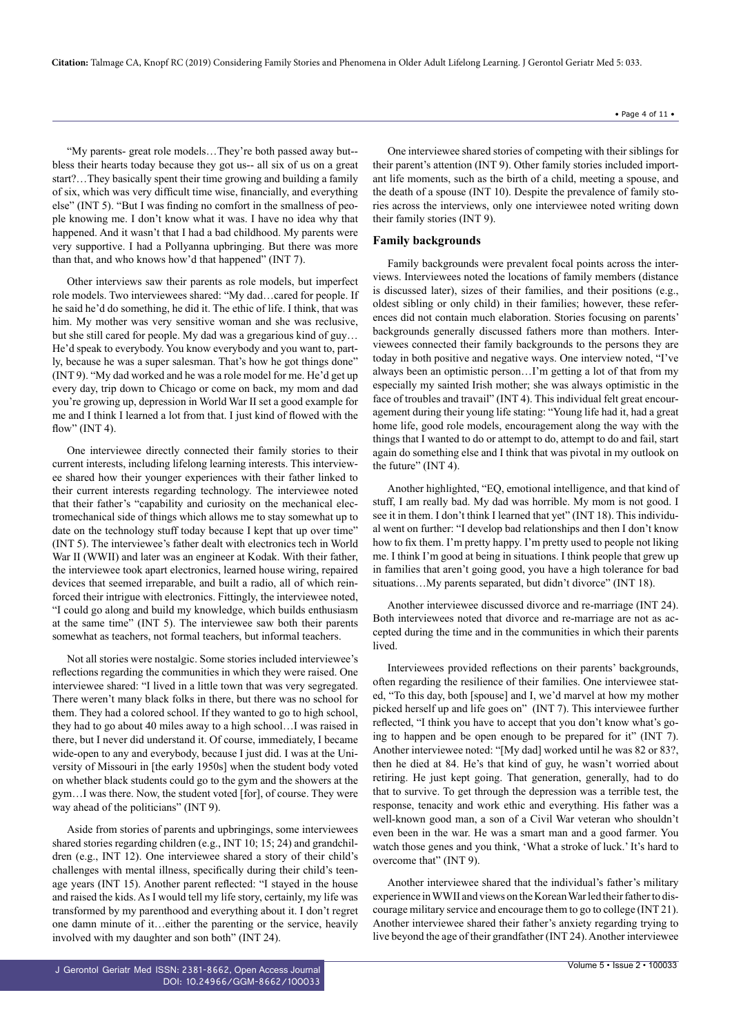"My parents- great role models…They're both passed away but--bless their hearts today because they got us-- all six of us on a great start?…They basically spent their time growing and building a family of six, which was very difficult time wise, financially, and everything else" (INT 5). "But I was finding no comfort in the smallness of people knowing me. I don't know what it was. I have no idea why that happened. And it wasn't that I had a bad childhood. My parents were very supportive. I had a Pollyanna upbringing. But there was more than that, and who knows how'd that happened" (INT 7).

Other interviews saw their parents as role models, but imperfect role models. Two interviewees shared: "My dad…cared for people. If he said he'd do something, he did it. The ethic of life. I think, that was him. My mother was very sensitive woman and she was reclusive, but she still cared for people. My dad was a gregarious kind of guy…He'd speak to everybody. You know everybody and you want to, partly, because he was a super salesman. That's how he got things done" (INT 9). "My dad worked and he was a role model for me. He'd get up every day, trip down to Chicago or come on back, my mom and dad you're growing up, depression in World War II set a good example for me and I think I learned a lot from that. I just kind of flowed with the flow" (INT 4).

One interviewee directly connected their family stories to their current interests, including lifelong learning interests. This interviewee shared how their younger experiences with their father linked to their current interests regarding technology. The interviewee noted that their father's "capability and curiosity on the mechanical electromechanical side of things which allows me to stay somewhat up to date on the technology stuff today because I kept that up over time" (INT 5). The interviewee's father dealt with electronics tech in World War II (WWII) and later was an engineer at Kodak. With their father, the interviewee took apart electronics, learned house wiring, repaired devices that seemed irreparable, and built a radio, all of which reinforced their intrigue with electronics. Fittingly, the interviewee noted, "I could go along and build my knowledge, which builds enthusiasm at the same time" (INT 5). The interviewee saw both their parents somewhat as teachers, not formal teachers, but informal teachers.

Not all stories were nostalgic. Some stories included interviewee's reflections regarding the communities in which they were raised. One interviewee shared: "I lived in a little town that was very segregated. There weren't many black folks in there, but there was no school for them. They had a colored school. If they wanted to go to high school, they had to go about 40 miles away to a high school…I was raised in there, but I never did understand it. Of course, immediately, I became wide-open to any and everybody, because I just did. I was at the University of Missouri in [the early 1950s] when the student body voted on whether black students could go to the gym and the showers at the gym…I was there. Now, the student voted [for], of course. They were way ahead of the politicians" (INT 9).

Aside from stories of parents and upbringings, some interviewees shared stories regarding children (e.g., INT 10; 15; 24) and grandchildren (e.g., INT 12). One interviewee shared a story of their child's challenges with mental illness, specifically during their child's teenage years (INT 15). Another parent reflected: "I stayed in the house and raised the kids. As I would tell my life story, certainly, my life was transformed by my parenthood and everything about it. I don't regret one damn minute of it…either the parenting or the service, heavily involved with my daughter and son both" (INT 24).

One interviewee shared stories of competing with their siblings for their parent's attention (INT 9). Other family stories included important life moments, such as the birth of a child, meeting a spouse, and the death of a spouse (INT 10). Despite the prevalence of family stories across the interviews, only one interviewee noted writing down their family stories (INT 9).

### Family backgrounds

Family backgrounds were prevalent focal points across the interviews. Interviewees noted the locations of family members (distance is discussed later), sizes of their families, and their positions (e.g., oldest sibling or only child) in their families; however, these references did not contain much elaboration. Stories focusing on parents' backgrounds generally discussed fathers more than mothers. Interviewees connected their family backgrounds to the persons they are today in both positive and negative ways. One interview noted, "I've always been an optimistic person…I'm getting a lot of that from my especially my sainted Irish mother; she was always optimistic in the face of troubles and travail" (INT 4). This individual felt great encouragement during their young life stating: "Young life had it, had a great home life, good role models, encouragement along the way with the things that I wanted to do or attempt to do, attempt to do and fail, start again do something else and I think that was pivotal in my outlook on the future" (INT 4).

Another highlighted, "EQ, emotional intelligence, and that kind of stuff, I am really bad. My dad was horrible. My mom is not good. I see it in them. I don't think I learned that yet" (INT 18). This individual went on further: "I develop bad relationships and then I don't know how to fix them. I'm pretty happy. I'm pretty used to people not liking me. I think I'm good at being in situations. I think people that grew up in families that aren't going good, you have a high tolerance for bad situations…My parents separated, but didn't divorce" (INT 18).

Another interviewee discussed divorce and re-marriage (INT 24). Both interviewees noted that divorce and re-marriage are not as accepted during the time and in the communities in which their parents lived.

Interviewees provided reflections on their parents' backgrounds, often regarding the resilience of their families. One interviewee stated, "To this day, both [spouse] and I, we'd marvel at how my mother picked herself up and life goes on" (INT 7). This interviewee further reflected, "I think you have to accept that you don't know what's going to happen and be open enough to be prepared for it" (INT 7). Another interviewee noted: "[My dad] worked until he was 82 or 83?, then he died at 84. He's that kind of guy, he wasn't worried about retiring. He just kept going. That generation, generally, had to do that to survive. To get through the depression was a terrible test, the response, tenacity and work ethic and everything. His father was a well-known good man, a son of a Civil War veteran who shouldn't even been in the war. He was a smart man and a good farmer. You watch those genes and you think, 'What a stroke of luck.' It's hard to overcome that" (INT 9).

Another interviewee shared that the individual's father's military experience in WWII and views on the Korean War led their father to discourage military service and encourage them to go to college (INT 21). Another interviewee shared their father's anxiety regarding trying to live beyond the age of their grandfather (INT 24). Another interviewee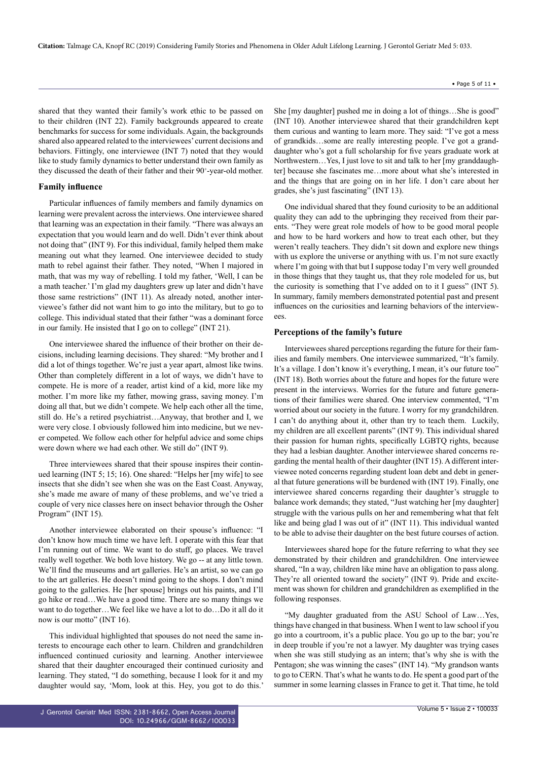shared that they wanted their family's work ethic to be passed on to their children (INT 22). Family backgrounds appeared to create benchmarks for success for some individuals. Again, the backgrounds shared also appeared related to the interviewees' current decisions and behaviors. Fittingly, one interviewee (INT 7) noted that they would like to study family dynamics to better understand their own family as they discussed the death of their father and their 90+-year-old mother.

### Family influence

Particular influences of family members and family dynamics on learning were prevalent across the interviews. One interviewee shared that learning was an expectation in their family. "There was always an expectation that you would learn and do well. Didn't ever think about not doing that" (INT 9). For this individual, family helped them make meaning out what they learned. One interviewee decided to study math to rebel against their father. They noted, "When I majored in math, that was my way of rebelling. I told my father, 'Well, I can be a math teacher.' I'm glad my daughters grew up later and didn't have those same restrictions" (INT 11). As already noted, another interviewee's father did not want him to go into the military, but to go to college. This individual stated that their father "was a dominant force in our family. He insisted that I go on to college" (INT 21).

One interviewee shared the influence of their brother on their decisions, including learning decisions. They shared: "My brother and I did a lot of things together. We're just a year apart, almost like twins. Other than completely different in a lot of ways, we didn't have to compete. He is more of a reader, artist kind of a kid, more like my mother. I'm more like my father, mowing grass, saving money. I'm doing all that, but we didn't compete. We help each other all the time, still do. He's a retired psychiatrist…Anyway, that brother and I, we were very close. I obviously followed him into medicine, but we never competed. We follow each other for helpful advice and some chips were down where we had each other. We still do" (INT 9).

Three interviewees shared that their spouse inspires their continued learning (INT 5; 15; 16). One shared: "Helps her [my wife] to see insects that she didn't see when she was on the East Coast. Anyway, she's made me aware of many of these problems, and we've tried a couple of very nice classes here on insect behavior through the Osher Program" (INT 15).

Another interviewee elaborated on their spouse's influence: "I don't know how much time we have left. I operate with this fear that I'm running out of time. We want to do stuff, go places. We travel really well together. We both love history. We go -- at any little town. We'll find the museums and art galleries. He's an artist, so we can go to the art galleries. He doesn't mind going to the shops. I don't mind going to the galleries. He [her spouse] brings out his paints, and I'll go hike or read…We have a good time. There are so many things we want to do together…We feel like we have a lot to do…Do it all do it now is our motto" (INT 16).

This individual highlighted that spouses do not need the same interests to encourage each other to learn. Children and grandchildren influenced continued curiosity and learning. Another interviewee shared that their daughter encouraged their continued curiosity and learning. They stated, "I do something, because I look for it and my daughter would say, 'Mom, look at this. Hey, you got to do this.' She [my daughter] pushed me in doing a lot of things…She is good" (INT 10). Another interviewee shared that their grandchildren kept them curious and wanting to learn more. They said: "I've got a mess of grandkids…some are really interesting people. I've got a granddaughter who's got a full scholarship for five years graduate work at Northwestern…Yes, I just love to sit and talk to her [my granddaughter] because she fascinates me…more about what she's interested in and the things that are going on in her life. I don't care about her grades, she's just fascinating" (INT 13).

One individual shared that they found curiosity to be an additional quality they can add to the upbringing they received from their parents. "They were great role models of how to be good moral people and how to be hard workers and how to treat each other, but they weren't really teachers. They didn't sit down and explore new things with us. They didn't explore the universe or anything with us. I'm not sure exactly where I'm going with that but I suppose today I'm very well grounded in those things that they taught us, that they role modeled for us, but the curiosity is something that I've added on to it I guess" (INT 5). In summary, family members demonstrated potential past and present influences on the curiosities and learning behaviors of the interviewees.

### Perceptions of the family's future

Interviewees shared perceptions regarding the future for their families and family members. One interviewee summarized, "It's family. It's a village. I don't know it's everything, I mean, it's our future too" (INT 18). Both worries about the future and hopes for the future were present in the interviews. Worries for the future and future generations of their families were shared. One interview commented, "I'm worried about our society in the future. I worry for my grandchildren. I can't do anything about it, other than try to teach them. Luckily, my children are all excellent parents" (INT 9). This individual shared their passion for human rights, specifically LGBTQ rights, because they had a lesbian daughter. Another interviewee shared concerns regarding the mental health of their daughter (INT 15). A different interviewee noted concerns regarding student loan debt and debt in general that future generations will be burdened with (INT 19). Finally, one interviewee shared concerns regarding their daughter's struggle to balance work demands; they stated, "Just watching her [my daughter] struggle with the various pulls on her and remembering what that felt like and being glad I was out of it" (INT 11). This individual wanted to be able to advise their daughter on the best future courses of action.

Interviewees shared hope for the future referring to what they see demonstrated by their children and grandchildren. One interviewee shared, "In a way, children like mine have an obligation to pass along. They're all oriented toward the society" (INT 9). Pride and excitement was shown for children and grandchildren as exemplified in the following responses.

"My daughter graduated from the ASU School of Law…Yes, things have changed in that business. When I went to law school if you go into a courtroom, it's a public place. You go up to the bar; you're in deep trouble if you're not a lawyer. My daughter was trying cases when she was still studying as an intern; that's why she is with the Pentagon; she was winning the cases" (INT 14). "My grandson wants to go to CERN. That's what he wants to do. He spent a good part of the summer in some learning classes in France to get it. That time, he told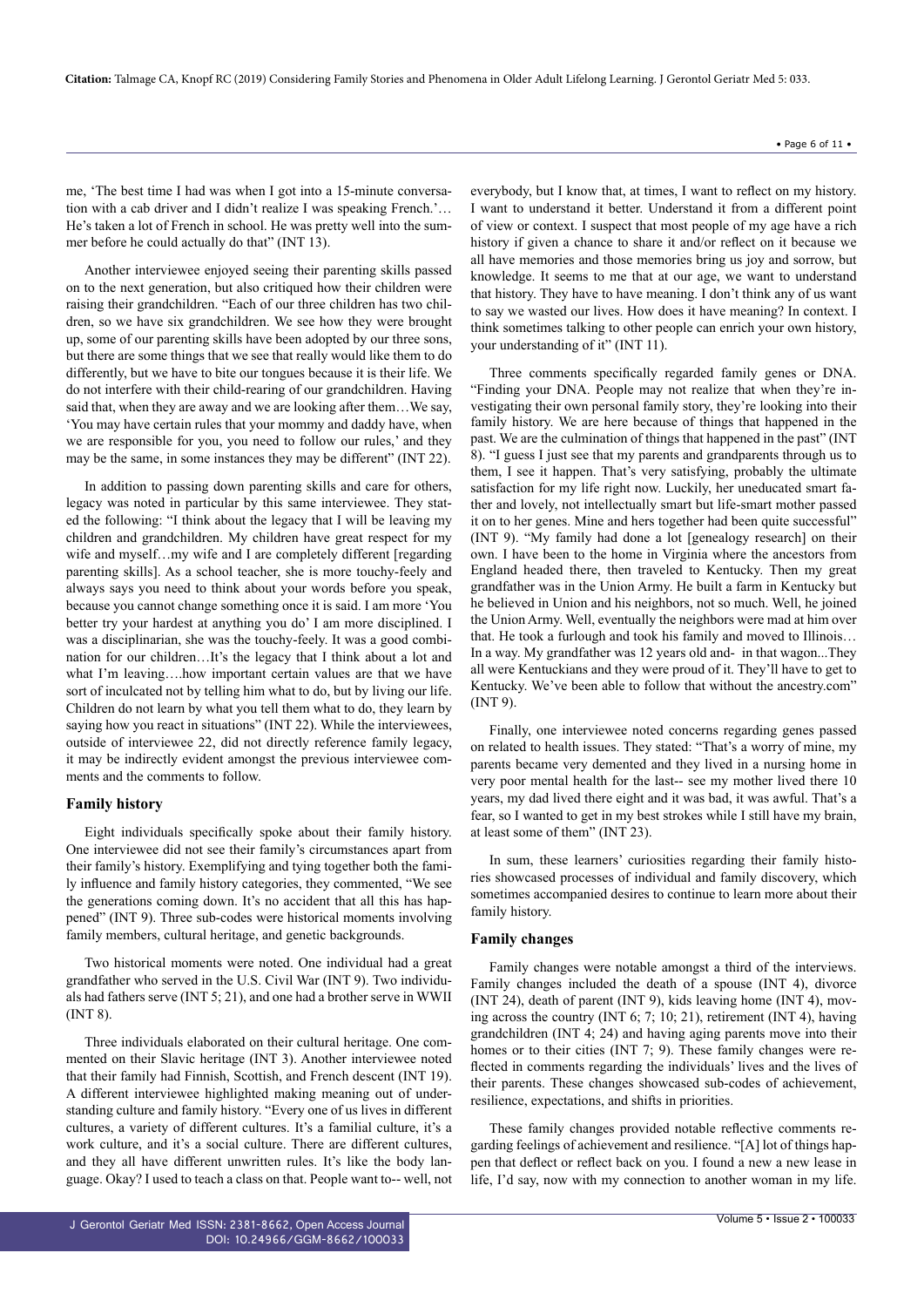me, 'The best time I had was when I got into a 15-minute conversation with a cab driver and I didn't realize I was speaking French.'… He's taken a lot of French in school. He was pretty well into the summer before he could actually do that" (INT 13).

Another interviewee enjoyed seeing their parenting skills passed on to the next generation, but also critiqued how their children were raising their grandchildren. "Each of our three children has two children, so we have six grandchildren. We see how they were brought up, some of our parenting skills have been adopted by our three sons, but there are some things that we see that really would like them to do differently, but we have to bite our tongues because it is their life. We do not interfere with their child-rearing of our grandchildren. Having said that, when they are away and we are looking after them…We say, 'You may have certain rules that your mommy and daddy have, when we are responsible for you, you need to follow our rules,' and they may be the same, in some instances they may be different" (INT 22).

In addition to passing down parenting skills and care for others, legacy was noted in particular by this same interviewee. They stated the following: "I think about the legacy that I will be leaving my children and grandchildren. My children have great respect for my wife and myself…my wife and I are completely different [regarding parenting skills]. As a school teacher, she is more touchy-feely and always says you need to think about your words before you speak, because you cannot change something once it is said. I am more 'You better try your hardest at anything you do' I am more disciplined. I was a disciplinarian, she was the touchy-feely. It was a good combination for our children…It's the legacy that I think about a lot and what I'm leaving….how important certain values are that we have sort of inculcated not by telling him what to do, but by living our life. Children do not learn by what you tell them what to do, they learn by saying how you react in situations" (INT 22). While the interviewees, outside of interviewee 22, did not directly reference family legacy, it may be indirectly evident amongst the previous interviewee comments and the comments to follow.

### Family history

Eight individuals specifically spoke about their family history. One interviewee did not see their family's circumstances apart from their family's history. Exemplifying and tying together both the family influence and family history categories, they commented, "We see the generations coming down. It's no accident that all this has happened" (INT 9). Three sub-codes were historical moments involving family members, cultural heritage, and genetic backgrounds.

Two historical moments were noted. One individual had a great grandfather who served in the U.S. Civil War (INT 9). Two individuals had fathers serve (INT 5; 21), and one had a brother serve in WWII (INT 8).

Three individuals elaborated on their cultural heritage. One commented on their Slavic heritage (INT 3). Another interviewee noted that their family had Finnish, Scottish, and French descent (INT 19). A different interviewee highlighted making meaning out of understanding culture and family history. "Every one of us lives in different cultures, a variety of different cultures. It's a familial culture, it's a work culture, and it's a social culture. There are different cultures, and they all have different unwritten rules. It's like the body language. Okay? I used to teach a class on that. People want to-- well, not everybody, but I know that, at times, I want to reflect on my history. I want to understand it better. Understand it from a different point of view or context. I suspect that most people of my age have a rich history if given a chance to share it and/or reflect on it because we all have memories and those memories bring us joy and sorrow, but knowledge. It seems to me that at our age, we want to understand that history. They have to have meaning. I don't think any of us want to say we wasted our lives. How does it have meaning? In context. I think sometimes talking to other people can enrich your own history, your understanding of it" (INT 11).

Three comments specifically regarded family genes or DNA. "Finding your DNA. People may not realize that when they're investigating their own personal family story, they're looking into their family history. We are here because of things that happened in the past. We are the culmination of things that happened in the past" (INT 8). "I guess I just see that my parents and grandparents through us to them, I see it happen. That's very satisfying, probably the ultimate satisfaction for my life right now. Luckily, her uneducated smart father and lovely, not intellectually smart but life-smart mother passed it on to her genes. Mine and hers together had been quite successful" (INT 9). "My family had done a lot [genealogy research] on their own. I have been to the home in Virginia where the ancestors from England headed there, then traveled to Kentucky. Then my great grandfather was in the Union Army. He built a farm in Kentucky but he believed in Union and his neighbors, not so much. Well, he joined the Union Army. Well, eventually the neighbors were mad at him over that. He took a furlough and took his family and moved to Illinois… In a way. My grandfather was 12 years old and- in that wagon...They all were Kentuckians and they were proud of it. They'll have to get to Kentucky. We've been able to follow that without the ancestry.com" (INT 9).

Finally, one interviewee noted concerns regarding genes passed on related to health issues. They stated: "That's a worry of mine, my parents became very demented and they lived in a nursing home in very poor mental health for the last-- see my mother lived there 10 years, my dad lived there eight and it was bad, it was awful. That's a fear, so I wanted to get in my best strokes while I still have my brain, at least some of them" (INT 23).

In sum, these learners' curiosities regarding their family histories showcased processes of individual and family discovery, which sometimes accompanied desires to continue to learn more about their family history.

### Family changes

Family changes were notable amongst a third of the interviews. Family changes included the death of a spouse (INT 4), divorce (INT 24), death of parent (INT 9), kids leaving home (INT 4), moving across the country (INT 6; 7; 10; 21), retirement (INT 4), having grandchildren (INT 4; 24) and having aging parents move into their homes or to their cities (INT 7; 9). These family changes were reflected in comments regarding the individuals' lives and the lives of their parents. These changes showcased sub-codes of achievement, resilience, expectations, and shifts in priorities.

These family changes provided notable reflective comments regarding feelings of achievement and resilience. "[A] lot of things happen that deflect or reflect back on you. I found a new a new lease in life, I'd say, now with my connection to another woman in my life.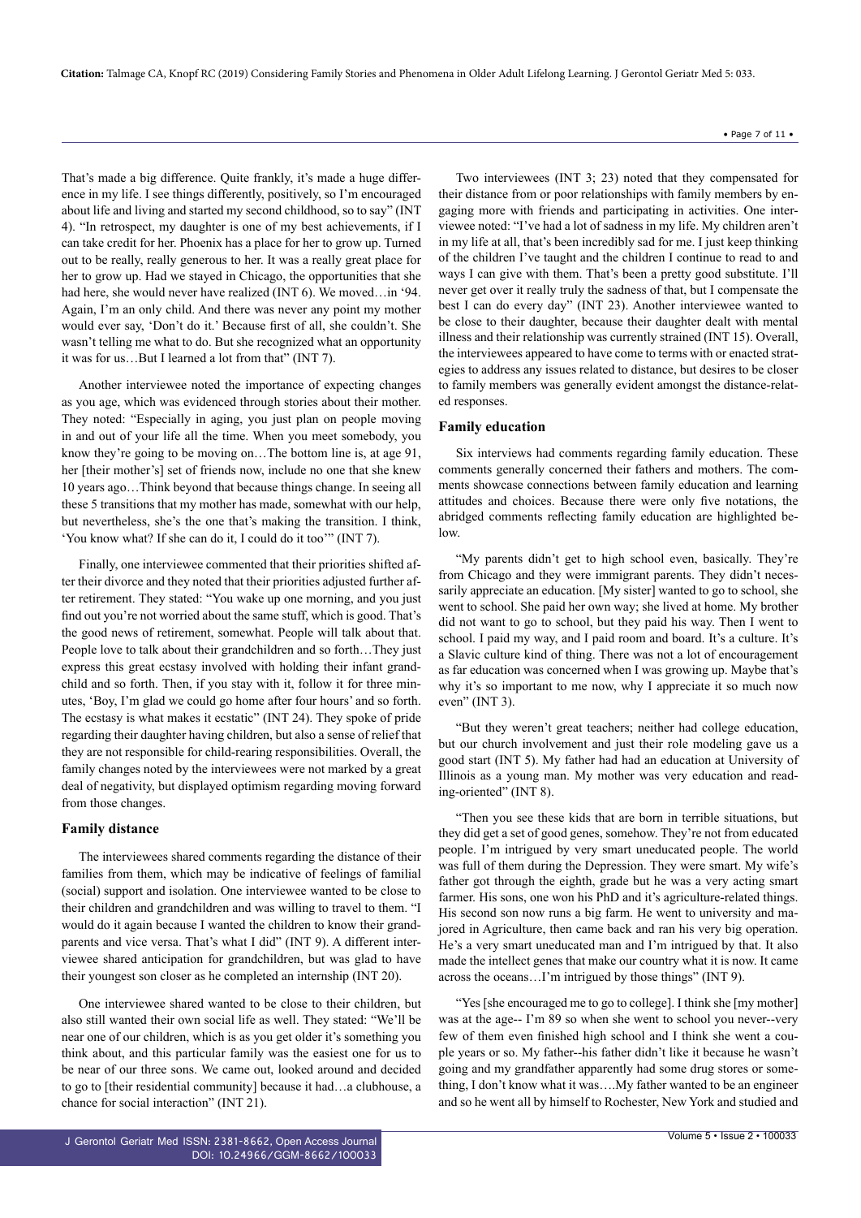That's made a big difference. Quite frankly, it's made a huge difference in my life. I see things differently, positively, so I'm encouraged about life and living and started my second childhood, so to say" (INT 4). "In retrospect, my daughter is one of my best achievements, if I can take credit for her. Phoenix has a place for her to grow up. Turned out to be really, really generous to her. It was a really great place for her to grow up. Had we stayed in Chicago, the opportunities that she had here, she would never have realized (INT 6). We moved…in '94. Again, I'm an only child. And there was never any point my mother would ever say, 'Don't do it.' Because first of all, she couldn't. She wasn't telling me what to do. But she recognized what an opportunity it was for us…But I learned a lot from that" (INT 7).

Another interviewee noted the importance of expecting changes as you age, which was evidenced through stories about their mother. They noted: "Especially in aging, you just plan on people moving in and out of your life all the time. When you meet somebody, you know they're going to be moving on…The bottom line is, at age 91, her [their mother's] set of friends now, include no one that she knew 10 years ago…Think beyond that because things change. In seeing all these 5 transitions that my mother has made, somewhat with our help, but nevertheless, she's the one that's making the transition. I think, 'You know what? If she can do it, I could do it too'" (INT 7).

Finally, one interviewee commented that their priorities shifted after their divorce and they noted that their priorities adjusted further after retirement. They stated: "You wake up one morning, and you just find out you're not worried about the same stuff, which is good. That's the good news of retirement, somewhat. People will talk about that. People love to talk about their grandchildren and so forth…They just express this great ecstasy involved with holding their infant grandchild and so forth. Then, if you stay with it, follow it for three minutes, 'Boy, I'm glad we could go home after four hours' and so forth. The ecstasy is what makes it ecstatic" (INT 24). They spoke of pride regarding their daughter having children, but also a sense of relief that they are not responsible for child-rearing responsibilities. Overall, the family changes noted by the interviewees were not marked by a great deal of negativity, but displayed optimism regarding moving forward from those changes.

### Family distance

The interviewees shared comments regarding the distance of their families from them, which may be indicative of feelings of familial (social) support and isolation. One interviewee wanted to be close to their children and grandchildren and was willing to travel to them. "I would do it again because I wanted the children to know their grandparents and vice versa. That's what I did" (INT 9). A different interviewee shared anticipation for grandchildren, but was glad to have their youngest son closer as he completed an internship (INT 20).

One interviewee shared wanted to be close to their children, but also still wanted their own social life as well. They stated: "We'll be near one of our children, which is as you get older it's something you think about, and this particular family was the easiest one for us to be near of our three sons. We came out, looked around and decided to go to [their residential community] because it had…a clubhouse, a chance for social interaction" (INT 21).

Two interviewees (INT 3; 23) noted that they compensated for their distance from or poor relationships with family members by engaging more with friends and participating in activities. One interviewee noted: "I've had a lot of sadness in my life. My children aren't in my life at all, that's been incredibly sad for me. I just keep thinking of the children I've taught and the children I continue to read to and ways I can give with them. That's been a pretty good substitute. I'll never get over it really truly the sadness of that, but I compensate the best I can do every day" (INT 23). Another interviewee wanted to be close to their daughter, because their daughter dealt with mental illness and their relationship was currently strained (INT 15). Overall, the interviewees appeared to have come to terms with or enacted strategies to address any issues related to distance, but desires to be closer to family members was generally evident amongst the distance-related responses.

### Family education

Six interviews had comments regarding family education. These comments generally concerned their fathers and mothers. The comments showcase connections between family education and learning attitudes and choices. Because there were only five notations, the abridged comments reflecting family education are highlighted below.

"My parents didn't get to high school even, basically. They're from Chicago and they were immigrant parents. They didn't necessarily appreciate an education. [My sister] wanted to go to school, she went to school. She paid her own way; she lived at home. My brother did not want to go to school, but they paid his way. Then I went to school. I paid my way, and I paid room and board. It's a culture. It's a Slavic culture kind of thing. There was not a lot of encouragement as far education was concerned when I was growing up. Maybe that's why it's so important to me now, why I appreciate it so much now even" (INT 3).

"But they weren't great teachers; neither had college education, but our church involvement and just their role modeling gave us a good start (INT 5). My father had had an education at University of Illinois as a young man. My mother was very education and reading-oriented" (INT 8).

"Then you see these kids that are born in terrible situations, but they did get a set of good genes, somehow. They're not from educated people. I'm intrigued by very smart uneducated people. The world was full of them during the Depression. They were smart. My wife's father got through the eighth, grade but he was a very acting smart farmer. His sons, one won his PhD and it's agriculture-related things. His second son now runs a big farm. He went to university and majored in Agriculture, then came back and ran his very big operation. He's a very smart uneducated man and I'm intrigued by that. It also made the intellect genes that make our country what it is now. It came across the oceans…I'm intrigued by those things" (INT 9).

"Yes [she encouraged me to go to college]. I think she [my mother] was at the age-- I'm 89 so when she went to school you never--very few of them even finished high school and I think she went a couple years or so. My father--his father didn't like it because he wasn't going and my grandfather apparently had some drug stores or something, I don't know what it was….My father wanted to be an engineer and so he went all by himself to Rochester, New York and studied and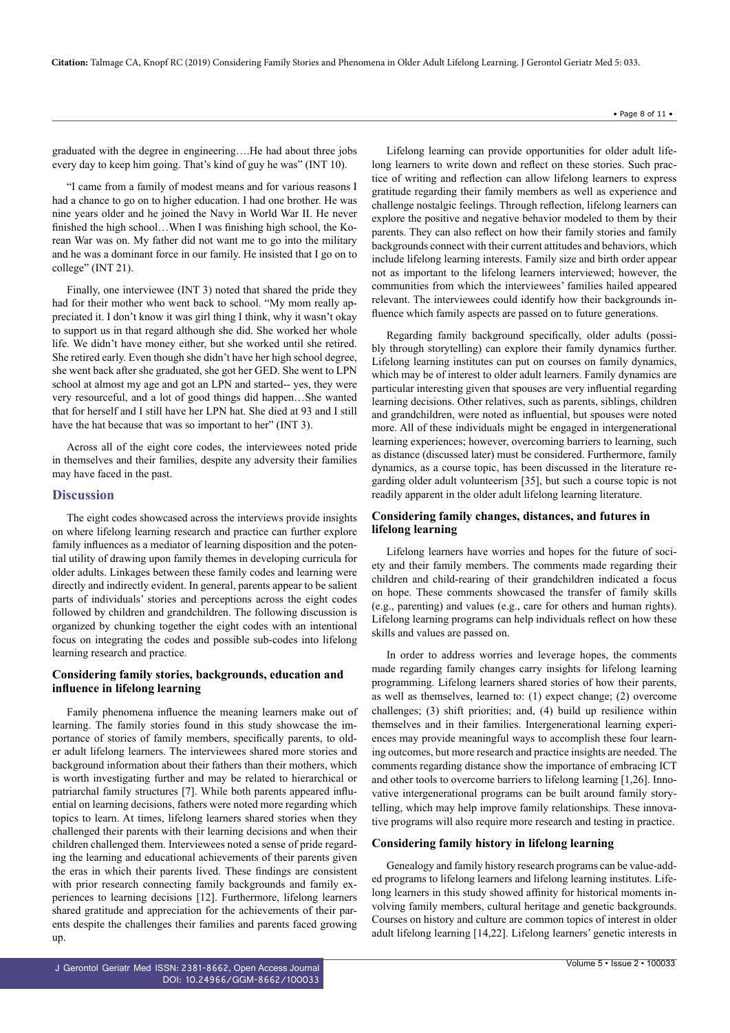graduated with the degree in engineering….He had about three jobs every day to keep him going. That's kind of guy he was" (INT 10).

"I came from a family of modest means and for various reasons I had a chance to go on to higher education. I had one brother. He was nine years older and he joined the Navy in World War II. He never finished the high school…When I was finishing high school, the Korean War was on. My father did not want me to go into the military and he was a dominant force in our family. He insisted that I go on to college" (INT 21).

Finally, one interviewee (INT 3) noted that shared the pride they had for their mother who went back to school. "My mom really appreciated it. I don't know it was girl thing I think, why it wasn't okay to support us in that regard although she did. She worked her whole life. We didn't have money either, but she worked until she retired. She retired early. Even though she didn't have her high school degree, she went back after she graduated, she got her GED. She went to LPN school at almost my age and got an LPN and started-- yes, they were very resourceful, and a lot of good things did happen…She wanted that for herself and I still have her LPN hat. She died at 93 and I still have the hat because that was so important to her" (INT 3).

Across all of the eight core codes, the interviewees noted pride in themselves and their families, despite any adversity their families may have faced in the past.

## Discussion

The eight codes showcased across the interviews provide insights on where lifelong learning research and practice can further explore family influences as a mediator of learning disposition and the potential utility of drawing upon family themes in developing curricula for older adults. Linkages between these family codes and learning were directly and indirectly evident. In general, parents appear to be salient parts of individuals' stories and perceptions across the eight codes followed by children and grandchildren. The following discussion is organized by chunking together the eight codes with an intentional focus on integrating the codes and possible sub-codes into lifelong learning research and practice.

### Considering family stories, backgrounds, education and influence in lifelong learning

Family phenomena influence the meaning learners make out of learning. The family stories found in this study showcase the importance of stories of family members, specifically parents, to older adult lifelong learners. The interviewees shared more stories and background information about their fathers than their mothers, which is worth investigating further and may be related to hierarchical or patriarchal family structures [7]. While both parents appeared influential on learning decisions, fathers were noted more regarding which topics to learn. At times, lifelong learners shared stories when they challenged their parents with their learning decisions and when their children challenged them. Interviewees noted a sense of pride regarding the learning and educational achievements of their parents given the eras in which their parents lived. These findings are consistent with prior research connecting family backgrounds and family experiences to learning decisions [12]. Furthermore, lifelong learners shared gratitude and appreciation for the achievements of their parents despite the challenges their families and parents faced growing up.

Lifelong learning can provide opportunities for older adult lifelong learners to write down and reflect on these stories. Such practice of writing and reflection can allow lifelong learners to express gratitude regarding their family members as well as experience and challenge nostalgic feelings. Through reflection, lifelong learners can explore the positive and negative behavior modeled to them by their parents. They can also reflect on how their family stories and family backgrounds connect with their current attitudes and behaviors, which include lifelong learning interests. Family size and birth order appear not as important to the lifelong learners interviewed; however, the communities from which the interviewees' families hailed appeared relevant. The interviewees could identify how their backgrounds influence which family aspects are passed on to future generations.

Regarding family background specifically, older adults (possibly through storytelling) can explore their family dynamics further. Lifelong learning institutes can put on courses on family dynamics, which may be of interest to older adult learners. Family dynamics are particular interesting given that spouses are very influential regarding learning decisions. Other relatives, such as parents, siblings, children and grandchildren, were noted as influential, but spouses were noted more. All of these individuals might be engaged in intergenerational learning experiences; however, overcoming barriers to learning, such as distance (discussed later) must be considered. Furthermore, family dynamics, as a course topic, has been discussed in the literature regarding older adult volunteerism [35], but such a course topic is not readily apparent in the older adult lifelong learning literature.

### Considering family changes, distances, and futures in lifelong learning

Lifelong learners have worries and hopes for the future of society and their family members. The comments made regarding their children and child-rearing of their grandchildren indicated a focus on hope. These comments showcased the transfer of family skills (e.g., parenting) and values (e.g., care for others and human rights). Lifelong learning programs can help individuals reflect on how these skills and values are passed on.

In order to address worries and leverage hopes, the comments made regarding family changes carry insights for lifelong learning programming. Lifelong learners shared stories of how their parents, as well as themselves, learned to: (1) expect change; (2) overcome challenges; (3) shift priorities; and, (4) build up resilience within themselves and in their families. Intergenerational learning experiences may provide meaningful ways to accomplish these four learning outcomes, but more research and practice insights are needed. The comments regarding distance show the importance of embracing ICT and other tools to overcome barriers to lifelong learning [1,26]. Innovative intergenerational programs can be built around family storytelling, which may help improve family relationships. These innovative programs will also require more research and testing in practice.

### Considering family history in lifelong learning

Genealogy and family history research programs can be value-added programs to lifelong learners and lifelong learning institutes. Lifelong learners in this study showed affinity for historical moments involving family members, cultural heritage and genetic backgrounds. Courses on history and culture are common topics of interest in older adult lifelong learning [14,22]. Lifelong learners' genetic interests in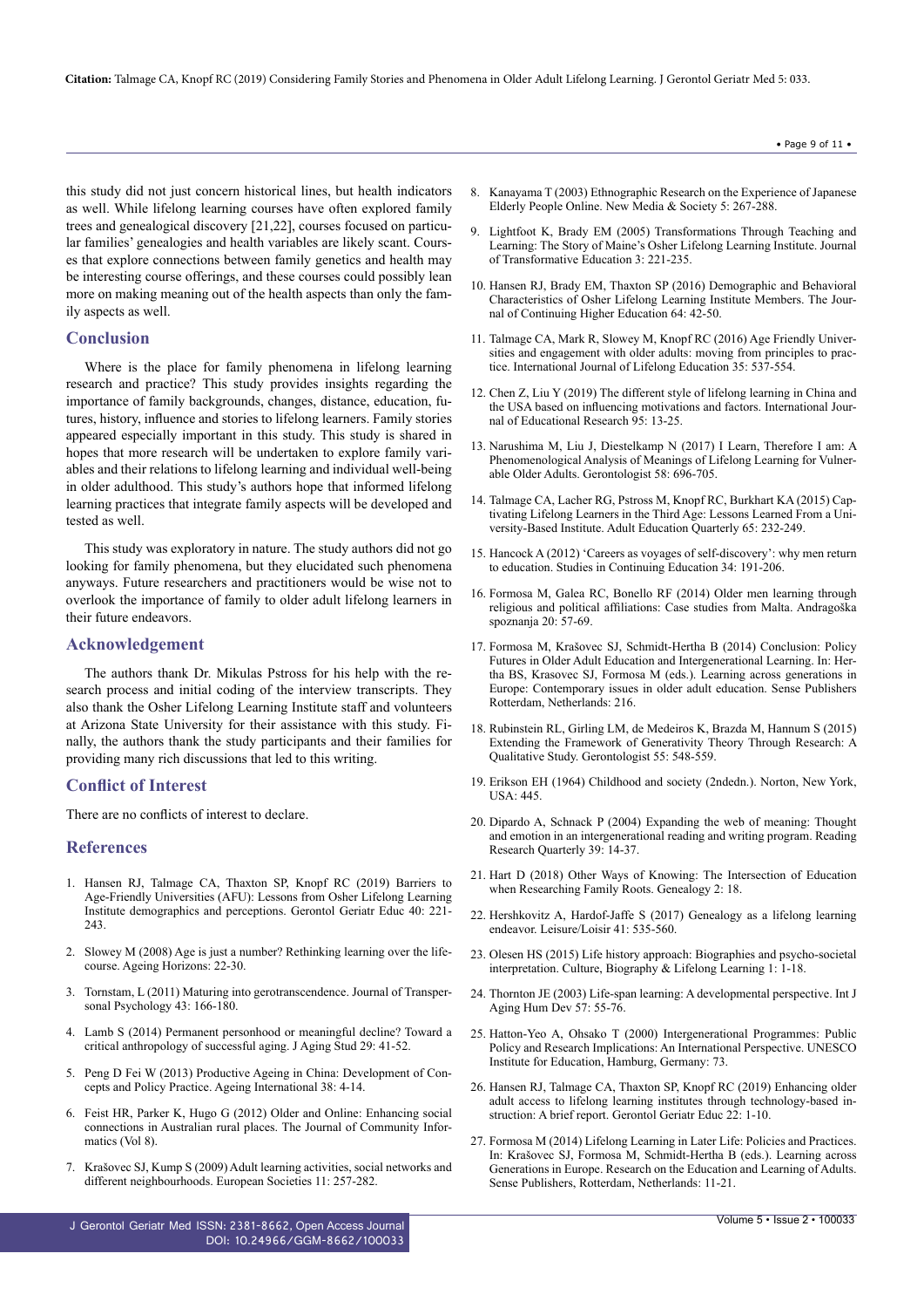this study did not just concern historical lines, but health indicators as well. While lifelong learning courses have often explored family trees and genealogical discovery [21,22], courses focused on particular families' genealogies and health variables are likely scant. Courses that explore connections between family genetics and health may be interesting course offerings, and these courses could possibly lean more on making meaning out of the health aspects than only the family aspects as well.

## Conclusion

Where is the place for family phenomena in lifelong learning research and practice? This study provides insights regarding the importance of family backgrounds, changes, distance, education, futures, history, influence and stories to lifelong learners. Family stories appeared especially important in this study. This study is shared in hopes that more research will be undertaken to explore family variables and their relations to lifelong learning and individual well-being in older adulthood. This study's authors hope that informed lifelong learning practices that integrate family aspects will be developed and tested as well.

This study was exploratory in nature. The study authors did not go looking for family phenomena, but they elucidated such phenomena anyways. Future researchers and practitioners would be wise not to overlook the importance of family to older adult lifelong learners in their future endeavors.

## Acknowledgement

The authors thank Dr. Mikulas Pstross for his help with the research process and initial coding of the interview transcripts. They also thank the Osher Lifelong Learning Institute staff and volunteers at Arizona State University for their assistance with this study. Finally, the authors thank the study participants and their families for providing many rich discussions that led to this writing.

## Conflict of Interest

There are no conflicts of interest to declare.

## References

1. Hansen RJ, Talmage CA, Thaxton SP, Knopf RC (2019) Barriers to Age-Friendly Universities (AFU): Lessons from Osher Lifelong Learning Institute demographics and perceptions. Gerontol Geriatr Educ 40: 221-243.
2. Slowey M (2008) Age is just a number? Rethinking learning over the lifecourse. Ageing Horizons: 22-30.
3. Tornstam, L (2011) Maturing into gerotranscendence. Journal of Transpersonal Psychology 43: 166-180.
4. Lamb S (2014) Permanent personhood or meaningful decline? Toward a critical anthropology of successful aging. J Aging Stud 29: 41-52.
5. Peng D Fei W (2013) Productive Ageing in China: Development of Concepts and Policy Practice. Ageing International 38: 4-14.
6. Feist HR, Parker K, Hugo G (2012) Older and Online: Enhancing social connections in Australian rural places. The Journal of Community Informatics (Vol 8).
7. Krašovec SJ, Kump S (2009) Adult learning activities, social networks and different neighbourhoods. European Societies 11: 257-282.
8. Kanayama T (2003) Ethnographic Research on the Experience of Japanese Elderly People Online. New Media & Society 5: 267-288.
9. Lightfoot K, Brady EM (2005) Transformations Through Teaching and Learning: The Story of Maine's Osher Lifelong Learning Institute. Journal of Transformative Education 3: 221-235.
10. Hansen RJ, Brady EM, Thaxton SP (2016) Demographic and Behavioral Characteristics of Osher Lifelong Learning Institute Members. The Journal of Continuing Higher Education 64: 42-50.
11. Talmage CA, Mark R, Slowey M, Knopf RC (2016) Age Friendly Universities and engagement with older adults: moving from principles to practice. International Journal of Lifelong Education 35: 537-554.
12. Chen Z, Liu Y (2019) The different style of lifelong learning in China and the USA based on influencing motivations and factors. International Journal of Educational Research 95: 13-25.
13. Narushima M, Liu J, Diestelkamp N (2017) I Learn, Therefore I am: A Phenomenological Analysis of Meanings of Lifelong Learning for Vulnerable Older Adults. Gerontologist 58: 696-705.
14. Talmage CA, Lacher RG, Pstross M, Knopf RC, Burkhart KA (2015) Captivating Lifelong Learners in the Third Age: Lessons Learned From a University-Based Institute. Adult Education Quarterly 65: 232-249.
15. Hancock A (2012) 'Careers as voyages of self-discovery': why men return to education. Studies in Continuing Education 34: 191-206.
16. Formosa M, Galea RC, Bonello RF (2014) Older men learning through religious and political affiliations: Case studies from Malta. Andragoška spoznanja 20: 57-69.
17. Formosa M, Krašovec SJ, Schmidt-Hertha B (2014) Conclusion: Policy Futures in Older Adult Education and Intergenerational Learning. In: Hertha BS, Krasovec SJ, Formosa M (eds.). Learning across generations in Europe: Contemporary issues in older adult education. Sense Publishers Rotterdam, Netherlands: 216.
18. Rubinstein RL, Girling LM, de Medeiros K, Brazda M, Hannum S (2015) Extending the Framework of Generativity Theory Through Research: A Qualitative Study. Gerontologist 55: 548-559.
19. Erikson EH (1964) Childhood and society (2ndedn.). Norton, New York, USA: 445.
20. Dipardo A, Schnack P (2004) Expanding the web of meaning: Thought and emotion in an intergenerational reading and writing program. Reading Research Quarterly 39: 14-37.
21. Hart D (2018) Other Ways of Knowing: The Intersection of Education when Researching Family Roots. Genealogy 2: 18.
22. Hershkovitz A, Hardof-Jaffe S (2017) Genealogy as a lifelong learning endeavor. Leisure/Loisir 41: 535-560.
23. Olesen HS (2015) Life history approach: Biographies and psycho-societal interpretation. Culture, Biography & Lifelong Learning 1: 1-18.
24. Thornton JE (2003) Life-span learning: A developmental perspective. Int J Aging Hum Dev 57: 55-76.
25. Hatton-Yeo A, Ohsako T (2000) Intergenerational Programmes: Public Policy and Research Implications: An International Perspective. UNESCO Institute for Education, Hamburg, Germany: 73.
26. Hansen RJ, Talmage CA, Thaxton SP, Knopf RC (2019) Enhancing older adult access to lifelong learning institutes through technology-based instruction: A brief report. Gerontol Geriatr Educ 22: 1-10.
27. Formosa M (2014) Lifelong Learning in Later Life: Policies and Practices. In: Krašovec SJ, Formosa M, Schmidt-Hertha B (eds.). Learning across Generations in Europe. Research on the Education and Learning of Adults. Sense Publishers, Rotterdam, Netherlands: 11-21.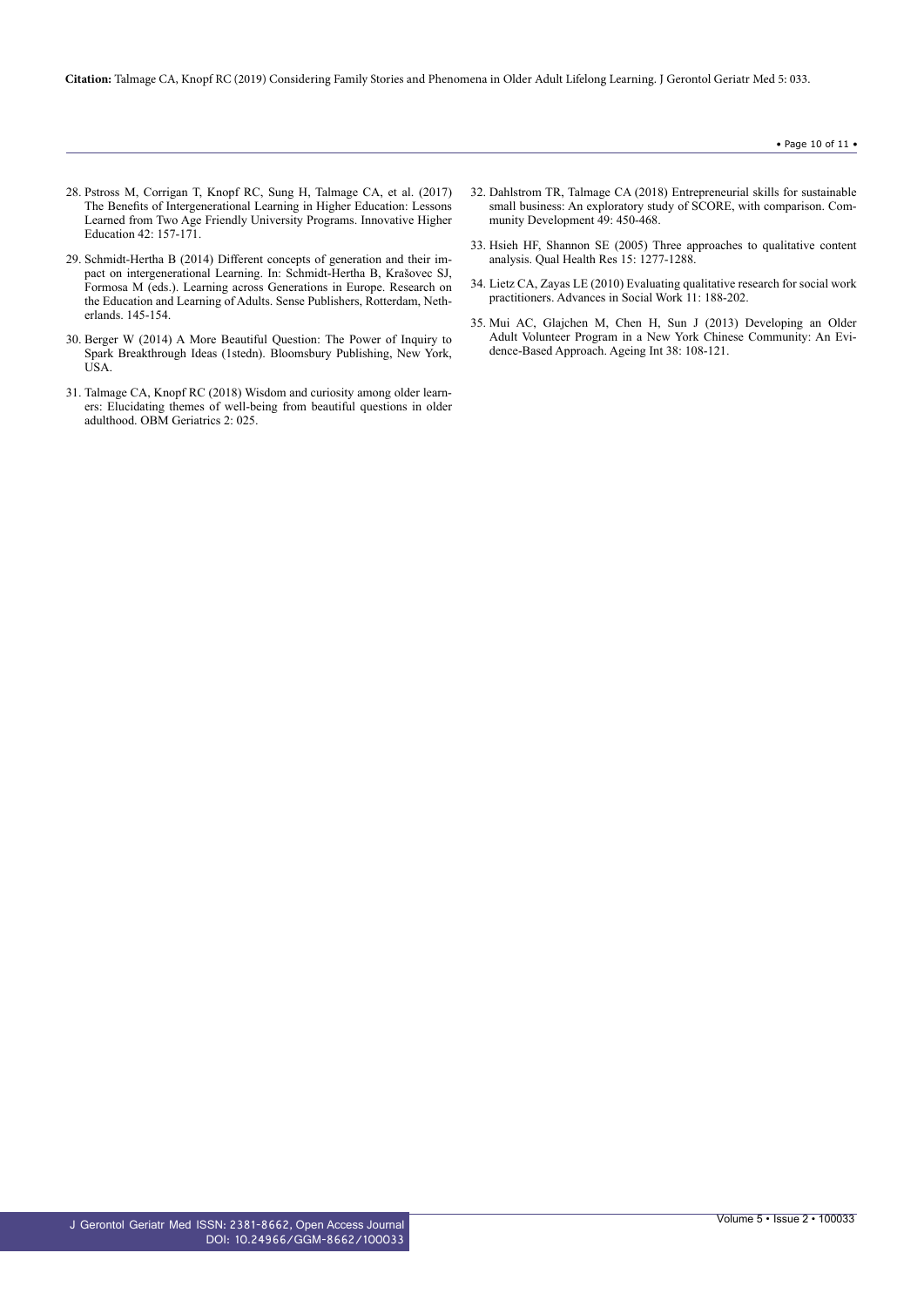28. Pstross M, Corrigan T, Knopf RC, Sung H, Talmage CA, et al. (2017) The Benefits of Intergenerational Learning in Higher Education: Lessons Learned from Two Age Friendly University Programs. Innovative Higher Education 42: 157-171.

29. Schmidt-Hertha B (2014) Different concepts of generation and their impact on intergenerational Learning. In: Schmidt-Hertha B, Krašovec SJ, Formosa M (eds.). Learning across Generations in Europe. Research on the Education and Learning of Adults. Sense Publishers, Rotterdam, Netherlands. 145-154.

30. Berger W (2014) A More Beautiful Question: The Power of Inquiry to Spark Breakthrough Ideas (1stedn). Bloomsbury Publishing, New York, USA.

31. Talmage CA, Knopf RC (2018) Wisdom and curiosity among older learners: Elucidating themes of well-being from beautiful questions in older adulthood. OBM Geriatrics 2: 025.

32. Dahlstrom TR, Talmage CA (2018) Entrepreneurial skills for sustainable small business: An exploratory study of SCORE, with comparison. Community Development 49: 450-468.

33. Hsieh HF, Shannon SE (2005) Three approaches to qualitative content analysis. Qual Health Res 15: 1277-1288.

34. Lietz CA, Zayas LE (2010) Evaluating qualitative research for social work practitioners. Advances in Social Work 11: 188-202.

35. Mui AC, Glajchen M, Chen H, Sun J (2013) Developing an Older Adult Volunteer Program in a New York Chinese Community: An Evidence-Based Approach. Ageing Int 38: 108-121.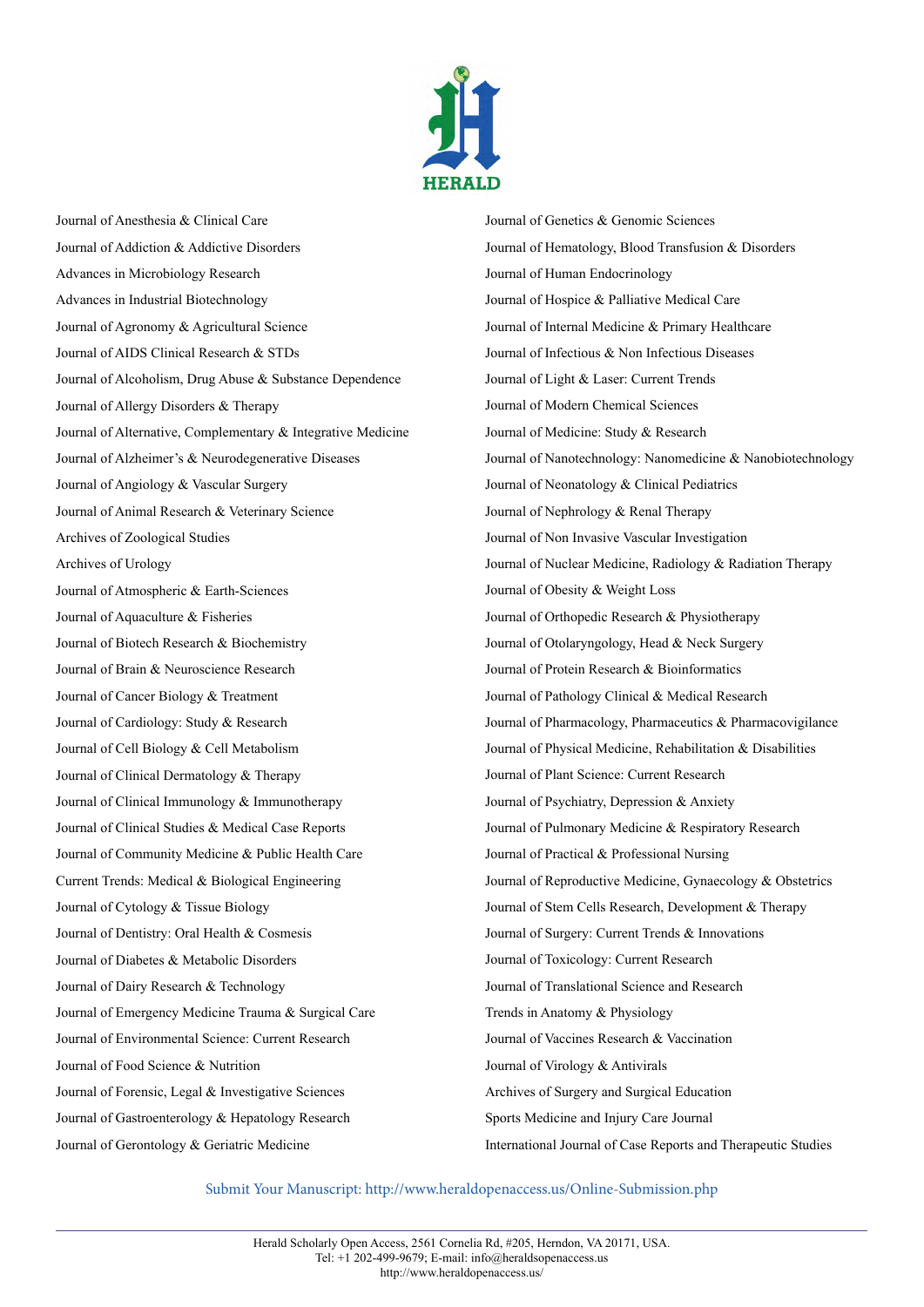HERALD

Journal of Anesthesia & Clinical Care
Journal of Addiction & Addictive Disorders
Advances in Microbiology Research
Advances in Industrial Biotechnology
Journal of Agronomy & Agricultural Science
Journal of AIDS Clinical Research & STDs
Journal of Alcoholism, Drug Abuse & Substance Dependence
Journal of Allergy Disorders & Therapy
Journal of Alternative, Complementary & Integrative Medicine
Journal of Alzheimer's & Neurodegenerative Diseases
Journal of Angiology & Vascular Surgery
Journal of Animal Research & Veterinary Science
Archives of Zoological Studies
Archives of Urology
Journal of Atmospheric & Earth-Sciences
Journal of Aquaculture & Fisheries
Journal of Biotech Research & Biochemistry
Journal of Brain & Neuroscience Research
Journal of Cancer Biology & Treatment
Journal of Cardiology: Study & Research
Journal of Cell Biology & Cell Metabolism
Journal of Clinical Dermatology & Therapy
Journal of Clinical Immunology & Immunotherapy
Journal of Clinical Studies & Medical Case Reports
Journal of Community Medicine & Public Health Care
Current Trends: Medical & Biological Engineering
Journal of Cytology & Tissue Biology
Journal of Dentistry: Oral Health & Cosmesis
Journal of Diabetes & Metabolic Disorders
Journal of Dairy Research & Technology
Journal of Emergency Medicine Trauma & Surgical Care
Journal of Environmental Science: Current Research
Journal of Food Science & Nutrition
Journal of Forensic, Legal & Investigative Sciences
Journal of Gastroenterology & Hepatology Research
Journal of Gerontology & Geriatric Medicine
Journal of Genetics & Genomic Sciences
Journal of Hematology, Blood Transfusion & Disorders
Journal of Human Endocrinology
Journal of Hospice & Palliative Medical Care
Journal of Internal Medicine & Primary Healthcare
Journal of Infectious & Non Infectious Diseases
Journal of Light & Laser: Current Trends
Journal of Modern Chemical Sciences
Journal of Medicine: Study & Research
Journal of Nanotechnology: Nanomedicine & Nanobiotechnology
Journal of Neonatology & Clinical Pediatrics
Journal of Nephrology & Renal Therapy
Journal of Non Invasive Vascular Investigation
Journal of Nuclear Medicine, Radiology & Radiation Therapy
Journal of Obesity & Weight Loss
Journal of Orthopedic Research & Physiotherapy
Journal of Otolaryngology, Head & Neck Surgery
Journal of Protein Research & Bioinformatics
Journal of Pathology Clinical & Medical Research
Journal of Pharmacology, Pharmaceutics & Pharmacovigilance
Journal of Physical Medicine, Rehabilitation & Disabilities
Journal of Plant Science: Current Research
Journal of Psychiatry, Depression & Anxiety
Journal of Pulmonary Medicine & Respiratory Research
Journal of Practical & Professional Nursing
Journal of Reproductive Medicine, Gynaecology & Obstetrics
Journal of Stem Cells Research, Development & Therapy
Journal of Surgery: Current Trends & Innovations
Journal of Toxicology: Current Research
Journal of Translational Science and Research
Trends in Anatomy & Physiology
Journal of Vaccines Research & Vaccination
Journal of Virology & Antivirals
Archives of Surgery and Surgical Education
Sports Medicine and Injury Care Journal
International Journal of Case Reports and Therapeutic Studies

Submit Your Manuscript: http://www.heraldopenaccess.us/Online-Submission.php

Herald Scholarly Open Access, 2561 Cornelia Rd, #205, Herndon, VA 20171, USA.
Tel: +1 202-499-9679; E-mail: info@heraldsopenaccess.us
http://www.heraldopenaccess.us/